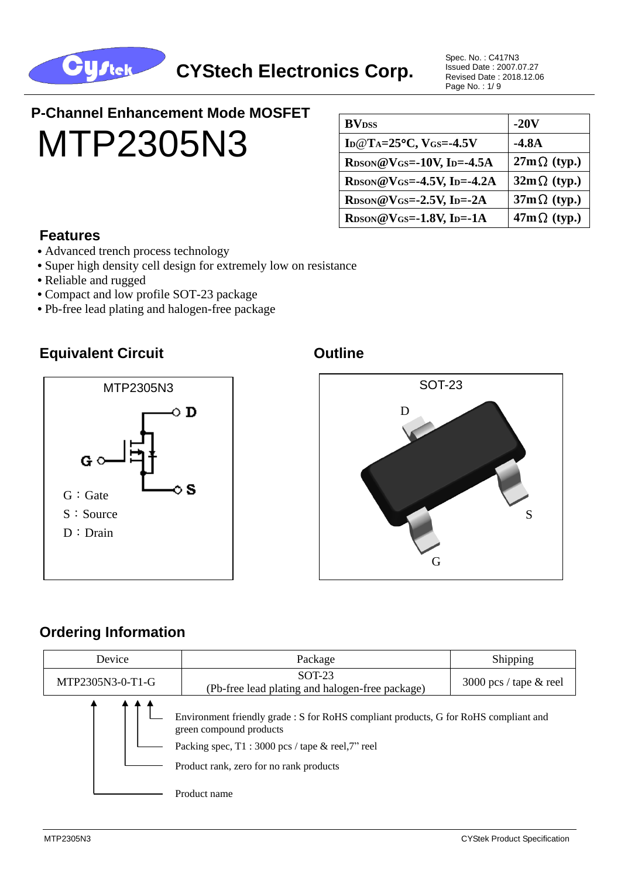CYStech Electronics Corp.

Spec. No. : C417N3
Issued Date : 2007.07.27
Revised Date : 2018.12.06

## P-Channel Enhancement Mode MOSFET

# MTP2305N3

| $BV_{DSS}$ | -20V |
|---|---|
| $I_D$@$T_A$=25°C, $V_{GS}$=-4.5V | -4.8A |
| $R_{DSON}$@$V_{GS}$=-10V, $I_D$=-4.5A | 27mΩ (typ.) |
| $R_{DSON}$@$V_{GS}$=-4.5V, $I_D$=-4.2A | 32mΩ (typ.) |
| $R_{DSON}$@$V_{GS}$=-2.5V, $I_D$=-2A | 37mΩ (typ.) |
| $R_{DSON}$@$V_{GS}$=-1.8V, $I_D$=-1A | 47mΩ (typ.) |

## Features

- Advanced trench process technology
- Super high density cell design for extremely low on resistance
- Reliable and rugged
- Compact and low profile SOT-23 package
- Pb-free lead plating and halogen-free package

## Equivalent Circuit

MTP2305N3

G : Gate
S : Source
D : Drain

## Outline

SOT-23

## Ordering Information

| Device | Package | Shipping |
|---|---|---|
| MTP2305N3-0-T1-G | SOT-23 (Pb-free lead plating and halogen-free package) | 3000 pcs / tape & reel |

- Environment friendly grade : S for RoHS compliant products, G for RoHS compliant and green compound products
- Packing spec, T1 : 3000 pcs / tape & reel,7" reel
- Product rank, zero for no rank products
- Product name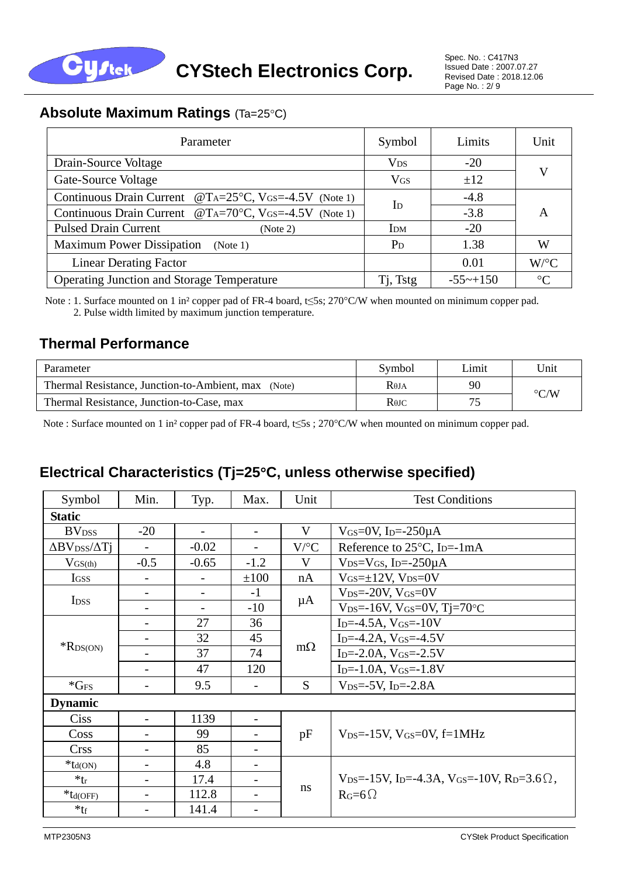## Absolute Maximum Ratings (Ta=25°C)

| Parameter | Symbol | Limits | Unit |
|---|---|---|---|
| Drain-Source Voltage | $V_{DS}$ | -20 | V |
| Gate-Source Voltage | $V_{GS}$ | ±12 | |
| Continuous Drain Current @$T_A$=25°C, $V_{GS}$=-4.5V (Note 1) | $I_D$ | -4.8 | A |
| Continuous Drain Current @$T_A$=70°C, $V_{GS}$=-4.5V (Note 1) | | -3.8 | |
| Pulsed Drain Current (Note 2) | $I_{DM}$ | -20 | |
| Maximum Power Dissipation (Note 1) | $P_D$ | 1.38 | W |
| Linear Derating Factor | | 0.01 | W/°C |
| Operating Junction and Storage Temperature | Tj, Tstg | -55~+150 | °C |

Note : 1. Surface mounted on 1 in² copper pad of FR-4 board, t≤5s; 270°C/W when mounted on minimum copper pad.
2. Pulse width limited by maximum junction temperature.

## Thermal Performance

| Parameter | Symbol | Limit | Unit |
|---|---|---|---|
| Thermal Resistance, Junction-to-Ambient, max (Note) | $R_{\theta JA}$ | 90 | °C/W |
| Thermal Resistance, Junction-to-Case, max | $R_{\theta JC}$ | 75 | |

Note : Surface mounted on 1 in² copper pad of FR-4 board, t≤5s ; 270°C/W when mounted on minimum copper pad.

## Electrical Characteristics (Tj=25°C, unless otherwise specified)

| Symbol | Min. | Typ. | Max. | Unit | Test Conditions |
|---|---|---|---|---|---|
| **Static** | | | | | |
| $BV_{DSS}$ | -20 | - | - | V | $V_{GS}$=0V, $I_D$=-250μA |
| $\Delta BV_{DSS}/\Delta Tj$ | - | -0.02 | - | V/°C | Reference to 25°C, $I_D$=-1mA |
| $V_{GS(th)}$ | -0.5 | -0.65 | -1.2 | V | $V_{DS}$=$V_{GS}$, $I_D$=-250μA |
| $I_{GSS}$ | - | - | ±100 | nA | $V_{GS}$=±12V, $V_{DS}$=0V |
| $I_{DSS}$ | - | - | -1 | μA | $V_{DS}$=-20V, $V_{GS}$=0V |
| | - | - | -10 | | $V_{DS}$=-16V, $V_{GS}$=0V, Tj=70°C |
| *$R_{DS(ON)}$ | - | 27 | 36 | mΩ | $I_D$=-4.5A, $V_{GS}$=-10V |
| | - | 32 | 45 | | $I_D$=-4.2A, $V_{GS}$=-4.5V |
| | - | 37 | 74 | | $I_D$=-2.0A, $V_{GS}$=-2.5V |
| | - | 47 | 120 | | $I_D$=-1.0A, $V_{GS}$=-1.8V |
| *$G_{FS}$ | - | 9.5 | - | S | $V_{DS}$=-5V, $I_D$=-2.8A |
| **Dynamic** | | | | | |
| Ciss | - | 1139 | - | pF | $V_{DS}$=-15V, $V_{GS}$=0V, f=1MHz |
| Coss | - | 99 | - | | |
| Crss | - | 85 | - | | |
| *$t_{d(ON)}$ | - | 4.8 | - | ns | $V_{DS}$=-15V, $I_D$=-4.3A, $V_{GS}$=-10V, $R_D$=3.6Ω, $R_G$=6Ω |
| *$t_r$ | - | 17.4 | - | | |
| *$t_{d(OFF)}$ | - | 112.8 | - | | |
| *$t_f$ | - | 141.4 | - | | |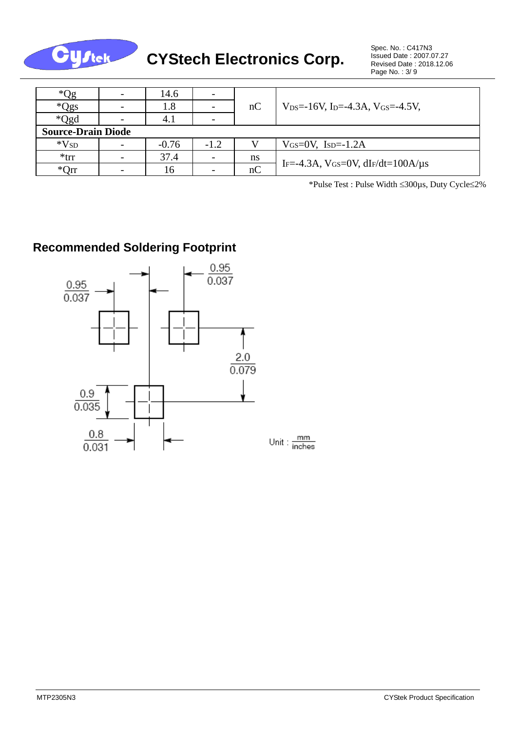| *$Q_g$ | - | 14.6 | - | nC | $V_{DS}$=-16V, $I_D$=-4.3A, $V_{GS}$=-4.5V, |
|---|---|---|---|---|---|
| *$Q_{gs}$ | - | 1.8 | - | | |
| *$Q_{gd}$ | - | 4.1 | - | | |
| **Source-Drain Diode** | | | | | |
| *$V_{SD}$ | - | -0.76 | -1.2 | V | $V_{GS}$=0V, $I_{SD}$=-1.2A |
| *trr | - | 37.4 | - | ns | $I_F$=-4.3A, $V_{GS}$=0V, $dI_F/dt$=100A/μs |
| *Qrr | - | 16 | - | nC | |

*Pulse Test : Pulse Width ≤300μs, Duty Cycle≤2%

## Recommended Soldering Footprint

0.95 / 0.037

0.95 / 0.037

2.0 / 0.079

0.9 / 0.035

0.8 / 0.031

Unit : mm / inches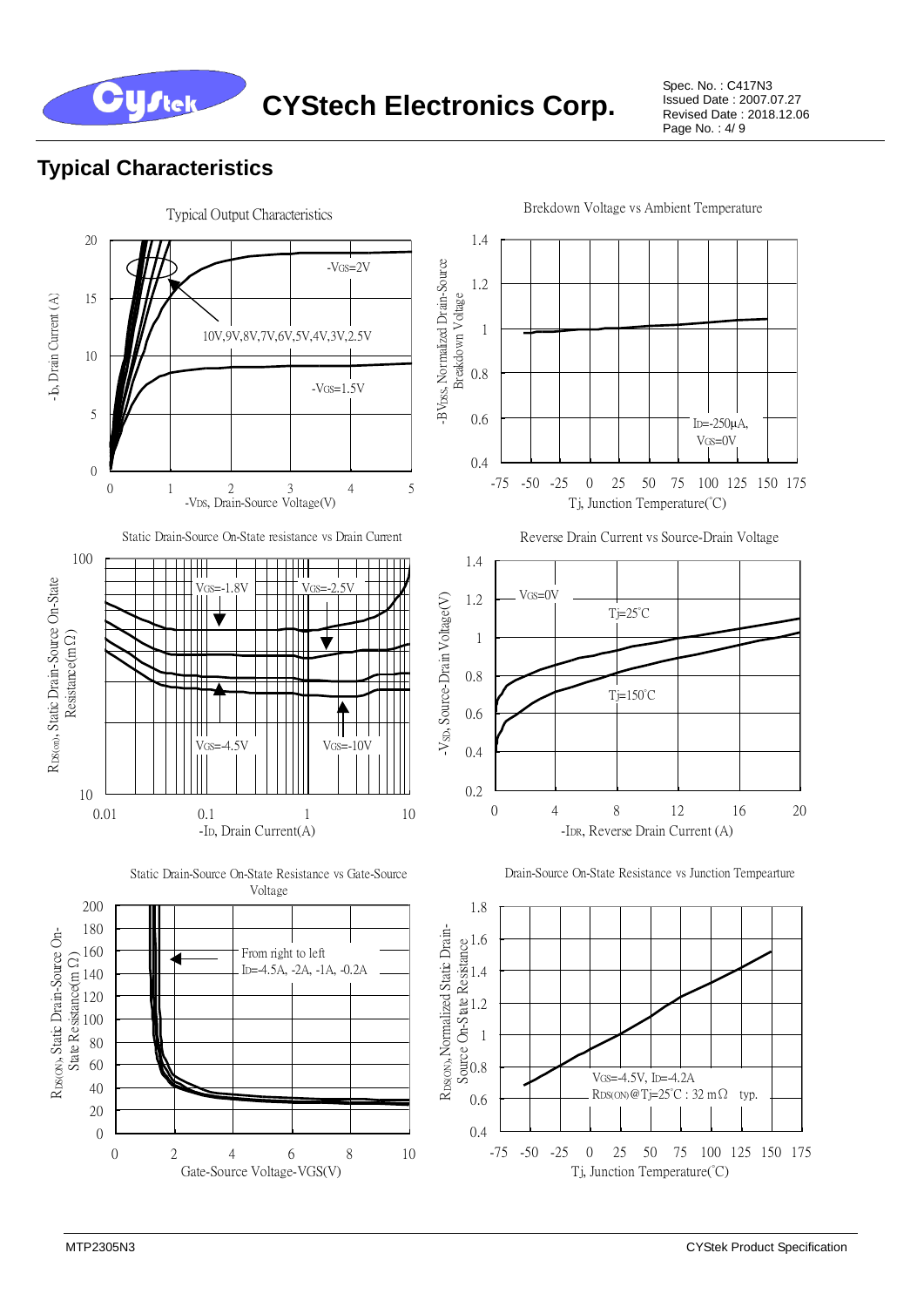## Typical Characteristics

Typical Output Characteristics

-VGS=2V

10V,9V,8V,7V,6V,5V,4V,3V,2.5V

-VGS=1.5V

-ID, Drain Current (A)

-VDS, Drain-Source Voltage(V)

Brekdown Voltage vs Ambient Temperature

-BVDSS, Normalized Drain-Source Breakdown Voltage

ID=-250μA, VGS=0V

Tj, Junction Temperature(°C)

Static Drain-Source On-State resistance vs Drain Current

VGS=-1.8V

VGS=-2.5V

VGS=-4.5V

VGS=-10V

RDS(ON), Static Drain-Source On-State Resistance(mΩ)

-ID, Drain Current(A)

Reverse Drain Current vs Source-Drain Voltage

VGS=0V

Tj=25°C

Tj=150°C

-VSD, Source-Drain Voltage(V)

-IDR, Reverse Drain Current (A)

Static Drain-Source On-State Resistance vs Gate-Source Voltage

From right to left ID=-4.5A, -2A, -1A, -0.2A

RDS(ON), Static Drain-Source On-State Resistance(mΩ)

Gate-Source Voltage-VGS(V)

Drain-Source On-State Resistance vs Junction Tempearture

VGS=-4.5V, ID=-4.2A

RDS(ON)@Tj=25°C : 32 mΩ typ.

RDS(ON), Normalized Static Drain-Source On-State Resistance

Tj, Junction Temperature(°C)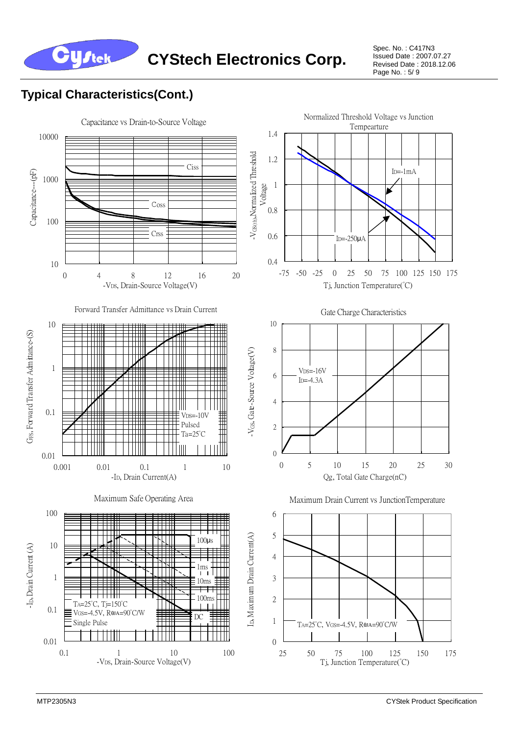## Typical Characteristics(Cont.)

Capacitance vs Drain-to-Source Voltage

Normalized Threshold Voltage vs Junction Tempearture

Forward Transfer Admittance vs Drain Current

Gate Charge Characteristics

Maximum Safe Operating Area

Maximum Drain Current vs JunctionTemperature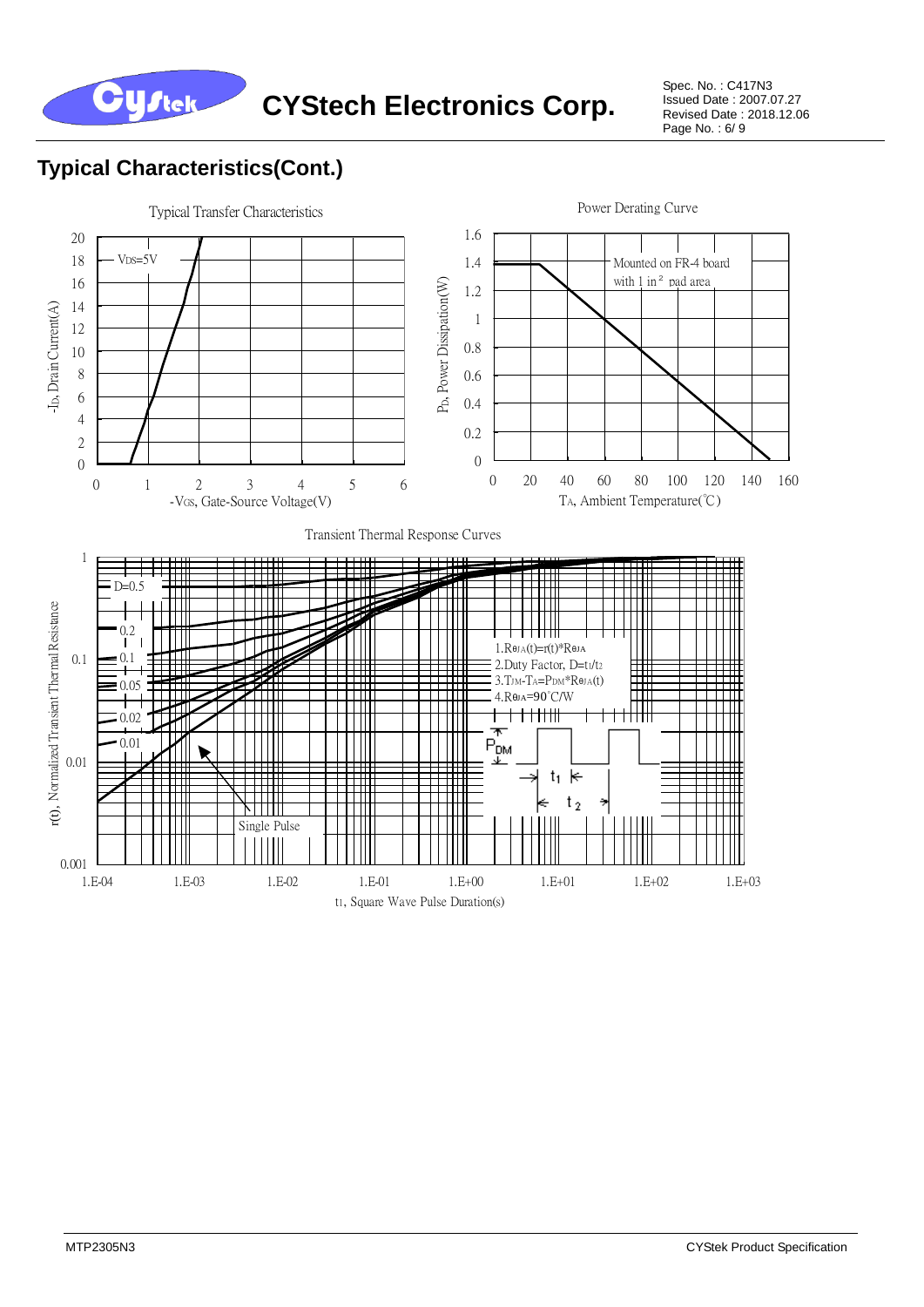## Typical Characteristics(Cont.)

Typical Transfer Characteristics

$V_{DS}$=5V

$-I_D$, Drain Current(A)

$-V_{GS}$, Gate-Source Voltage(V)

Power Derating Curve

Mounted on FR-4 board with 1 in² pad area

$P_D$, Power Dissipation(W)

$T_A$, Ambient Temperature(℃)

Transient Thermal Response Curves

D=0.5, 0.2, 0.1, 0.05, 0.02, 0.01, Single Pulse

1. $R_{\theta JA}(t)=r(t)*R_{\theta JA}$
2. Duty Factor, $D=t_1/t_2$
3. $T_{JM}-T_A=P_{DM}*R_{\theta JA}(t)$
4. $R_{\theta JA}$=90°C/W

r(t), Normalized Transient Thermal Resistance

$t_1$, Square Wave Pulse Duration(s)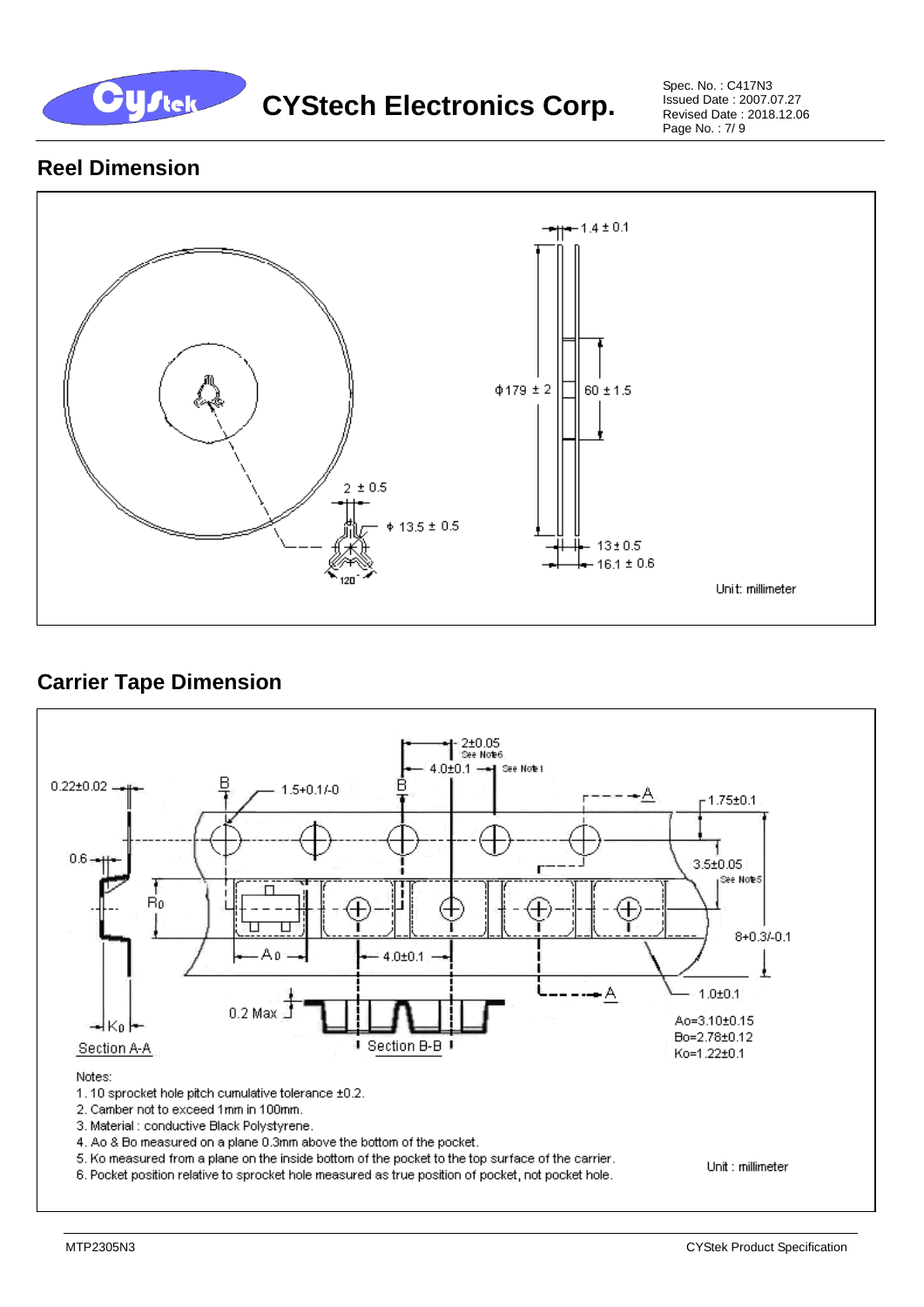## Reel Dimension

1.4 ± 0.1

Φ179 ± 2

60 ± 1.5

2 ± 0.5

ϕ 13.5 ± 0.5

120°

13 ± 0.5

16.1 ± 0.6

Unit: millimeter

## Carrier Tape Dimension

2±0.05 See Note6

4.0±0.1 See Note1

0.22±0.02

1.5+0.1/-0

1.75±0.1

0.6

3.5±0.05 See Note5

$R_0$

8+0.3/-0.1

$A_0$

4.0±0.1

1.0±0.1

0.2 Max

$K_0$

Section A-A

Section B-B

Ao=3.10±0.15
Bo=2.78±0.12
Ko=1.22±0.1

Notes:

1. 10 sprocket hole pitch cumulative tolerance ±0.2.
2. Camber not to exceed 1mm in 100mm.
3. Material : conductive Black Polystyrene.
4. Ao & Bo measured on a plane 0.3mm above the bottom of the pocket.
5. Ko measured from a plane on the inside bottom of the pocket to the top surface of the carrier.
6. Pocket position relative to sprocket hole measured as true position of pocket, not pocket hole.

Unit : millimeter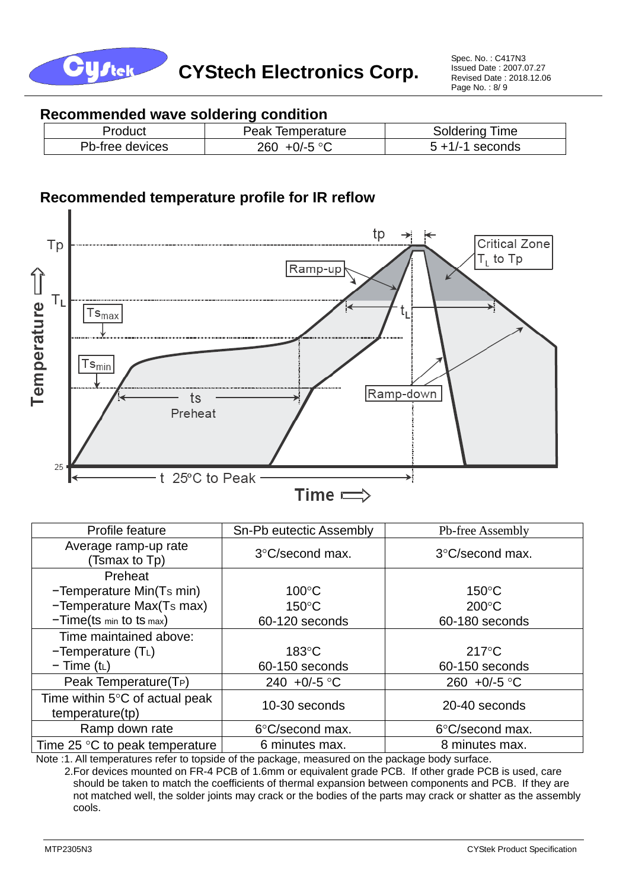## Recommended wave soldering condition

| Product | Peak Temperature | Soldering Time |
|---|---|---|
| Pb-free devices | 260 +0/-5 °C | 5 +1/-1 seconds |

## Recommended temperature profile for IR reflow

| Profile feature | Sn-Pb eutectic Assembly | Pb-free Assembly |
|---|---|---|
| Average ramp-up rate (Tsmax to Tp) | 3°C/second max. | 3°C/second max. |
| Preheat<br>−Temperature Min($T_{S}$ min)<br>−Temperature Max($T_{S}$ max)<br>−Time($t_{s\ min}$ to $t_{s\ max}$) | <br>100°C<br>150°C<br>60-120 seconds | <br>150°C<br>200°C<br>60-180 seconds |
| Time maintained above:<br>−Temperature ($T_L$)<br>− Time ($t_L$) | <br>183°C<br>60-150 seconds | <br>217°C<br>60-150 seconds |
| Peak Temperature($T_P$) | 240 +0/-5 °C | 260 +0/-5 °C |
| Time within 5°C of actual peak temperature(tp) | 10-30 seconds | 20-40 seconds |
| Ramp down rate | 6°C/second max. | 6°C/second max. |
| Time 25 °C to peak temperature | 6 minutes max. | 8 minutes max. |

Note :1. All temperatures refer to topside of the package, measured on the package body surface.

2.For devices mounted on FR-4 PCB of 1.6mm or equivalent grade PCB. If other grade PCB is used, care should be taken to match the coefficients of thermal expansion between components and PCB. If they are not matched well, the solder joints may crack or the bodies of the parts may crack or shatter as the assembly cools.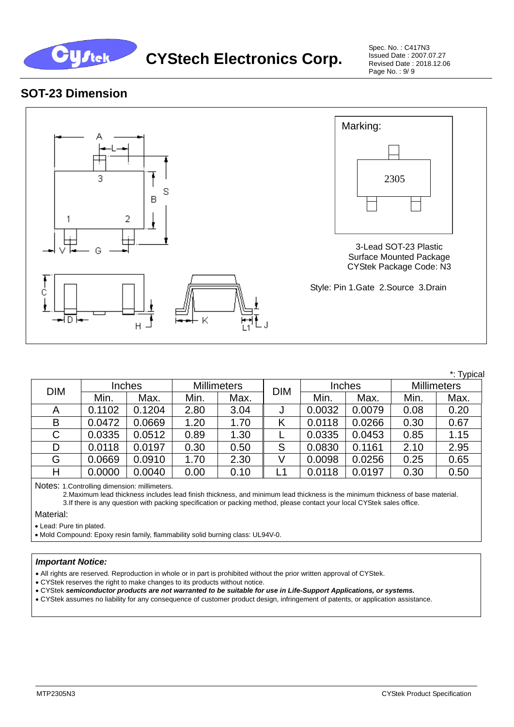## SOT-23 Dimension

Marking:

2305

3-Lead SOT-23 Plastic
Surface Mounted Package
CYStek Package Code: N3

Style: Pin 1.Gate 2.Source 3.Drain

*: Typical

| DIM | Inches | | Millimeters | | DIM | Inches | | Millimeters | |
|---|---|---|---|---|---|---|---|---|---|
| | Min. | Max. | Min. | Max. | | Min. | Max. | Min. | Max. |
| A | 0.1102 | 0.1204 | 2.80 | 3.04 | J | 0.0032 | 0.0079 | 0.08 | 0.20 |
| B | 0.0472 | 0.0669 | 1.20 | 1.70 | K | 0.0118 | 0.0266 | 0.30 | 0.67 |
| C | 0.0335 | 0.0512 | 0.89 | 1.30 | L | 0.0335 | 0.0453 | 0.85 | 1.15 |
| D | 0.0118 | 0.0197 | 0.30 | 0.50 | S | 0.0830 | 0.1161 | 2.10 | 2.95 |
| G | 0.0669 | 0.0910 | 1.70 | 2.30 | V | 0.0098 | 0.0256 | 0.25 | 0.65 |
| H | 0.0000 | 0.0040 | 0.00 | 0.10 | L1 | 0.0118 | 0.0197 | 0.30 | 0.50 |

Notes: 1.Controlling dimension: millimeters.
2.Maximum lead thickness includes lead finish thickness, and minimum lead thickness is the minimum thickness of base material.
3.If there is any question with packing specification or packing method, please contact your local CYStek sales office.

Material:

- Lead: Pure tin plated.
- Mold Compound: Epoxy resin family, flammability solid burning class: UL94V-0.

***Important Notice:***

- All rights are reserved. Reproduction in whole or in part is prohibited without the prior written approval of CYStek.
- CYStek reserves the right to make changes to its products without notice.
- CYStek ***semiconductor products are not warranted to be suitable for use in Life-Support Applications, or systems.***
- CYStek assumes no liability for any consequence of customer product design, infringement of patents, or application assistance.